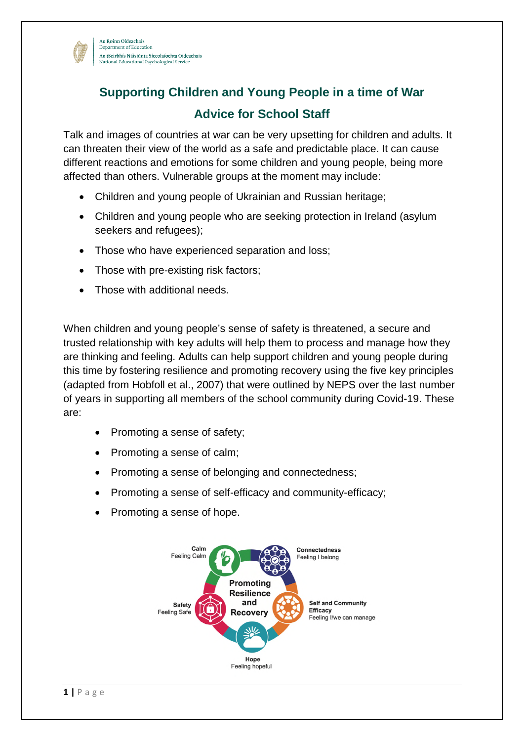An Roinn Oideachais
Department of Education
An tSeirbhís Náisiúnta Síceolaíochta Oideachais
National Educational Psychological Service

# Supporting Children and Young People in a time of War

## Advice for School Staff

Talk and images of countries at war can be very upsetting for children and adults. It can threaten their view of the world as a safe and predictable place. It can cause different reactions and emotions for some children and young people, being more affected than others. Vulnerable groups at the moment may include:

- Children and young people of Ukrainian and Russian heritage;
- Children and young people who are seeking protection in Ireland (asylum seekers and refugees);
- Those who have experienced separation and loss;
- Those with pre-existing risk factors;
- Those with additional needs.

When children and young people's sense of safety is threatened, a secure and trusted relationship with key adults will help them to process and manage how they are thinking and feeling. Adults can help support children and young people during this time by fostering resilience and promoting recovery using the five key principles (adapted from Hobfoll et al., 2007) that were outlined by NEPS over the last number of years in supporting all members of the school community during Covid-19. These are:

- Promoting a sense of safety;
- Promoting a sense of calm;
- Promoting a sense of belonging and connectedness;
- Promoting a sense of self-efficacy and community-efficacy;
- Promoting a sense of hope.

Promoting Resilience and Recovery

- Calm – Feeling Calm
- Connectedness – Feeling I belong
- Self and Community Efficacy – Feeling I/we can manage
- Hope – Feeling hopeful
- Safety – Feeling Safe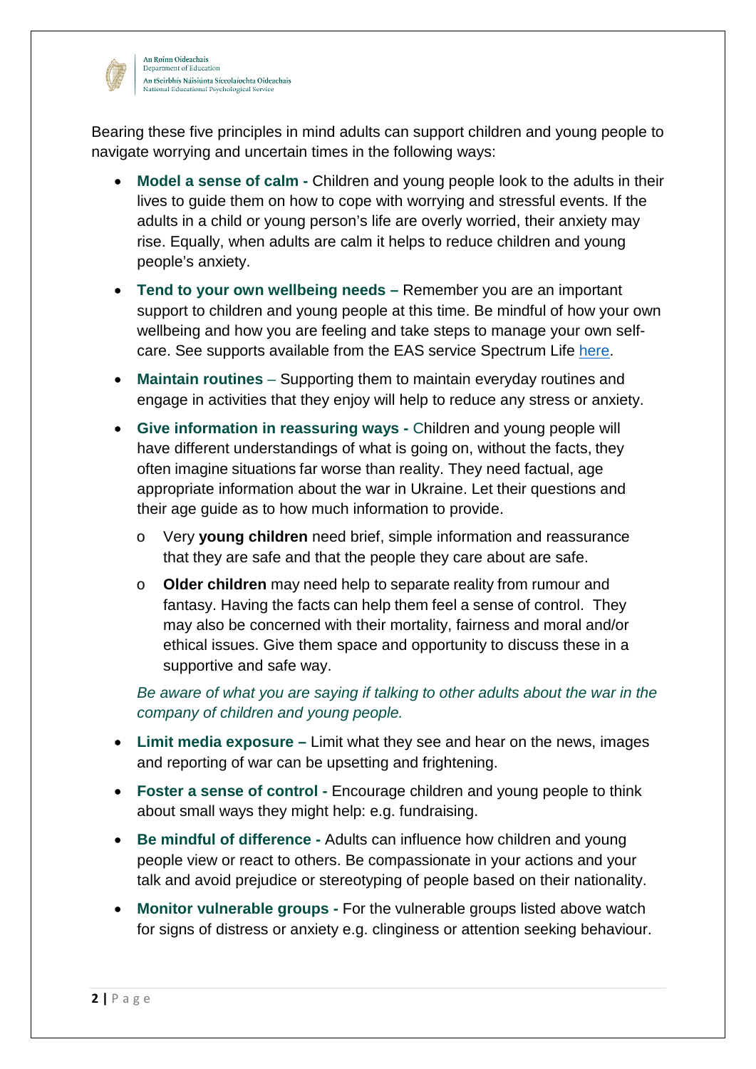Bearing these five principles in mind adults can support children and young people to navigate worrying and uncertain times in the following ways:

- **Model a sense of calm -** Children and young people look to the adults in their lives to guide them on how to cope with worrying and stressful events. If the adults in a child or young person's life are overly worried, their anxiety may rise. Equally, when adults are calm it helps to reduce children and young people's anxiety.
- **Tend to your own wellbeing needs –** Remember you are an important support to children and young people at this time. Be mindful of how your own wellbeing and how you are feeling and take steps to manage your own self-care. See supports available from the EAS service Spectrum Life here.
- **Maintain routines** – Supporting them to maintain everyday routines and engage in activities that they enjoy will help to reduce any stress or anxiety.
- **Give information in reassuring ways -** Children and young people will have different understandings of what is going on, without the facts, they often imagine situations far worse than reality. They need factual, age appropriate information about the war in Ukraine. Let their questions and their age guide as to how much information to provide.
  - Very **young children** need brief, simple information and reassurance that they are safe and that the people they care about are safe.
  - **Older children** may need help to separate reality from rumour and fantasy. Having the facts can help them feel a sense of control. They may also be concerned with their mortality, fairness and moral and/or ethical issues. Give them space and opportunity to discuss these in a supportive and safe way.

  *Be aware of what you are saying if talking to other adults about the war in the company of children and young people.*
- **Limit media exposure –** Limit what they see and hear on the news, images and reporting of war can be upsetting and frightening.
- **Foster a sense of control -** Encourage children and young people to think about small ways they might help: e.g. fundraising.
- **Be mindful of difference -** Adults can influence how children and young people view or react to others. Be compassionate in your actions and your talk and avoid prejudice or stereotyping of people based on their nationality.
- **Monitor vulnerable groups -** For the vulnerable groups listed above watch for signs of distress or anxiety e.g. clinginess or attention seeking behaviour.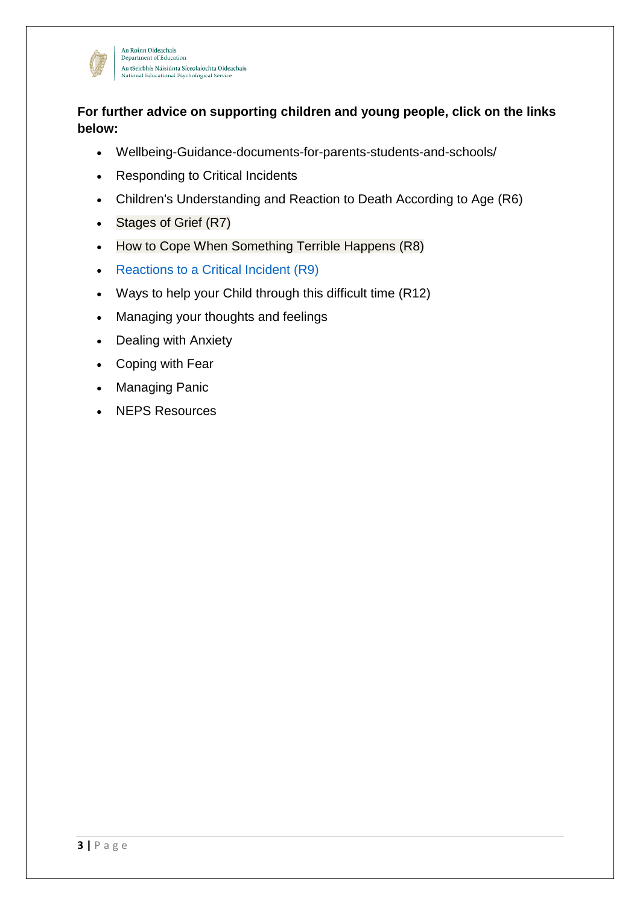**For further advice on supporting children and young people, click on the links below:**

- Wellbeing-Guidance-documents-for-parents-students-and-schools/
- Responding to Critical Incidents
- Children's Understanding and Reaction to Death According to Age (R6)
- Stages of Grief (R7)
- How to Cope When Something Terrible Happens (R8)
- Reactions to a Critical Incident (R9)
- Ways to help your Child through this difficult time (R12)
- Managing your thoughts and feelings
- Dealing with Anxiety
- Coping with Fear
- Managing Panic
- NEPS Resources